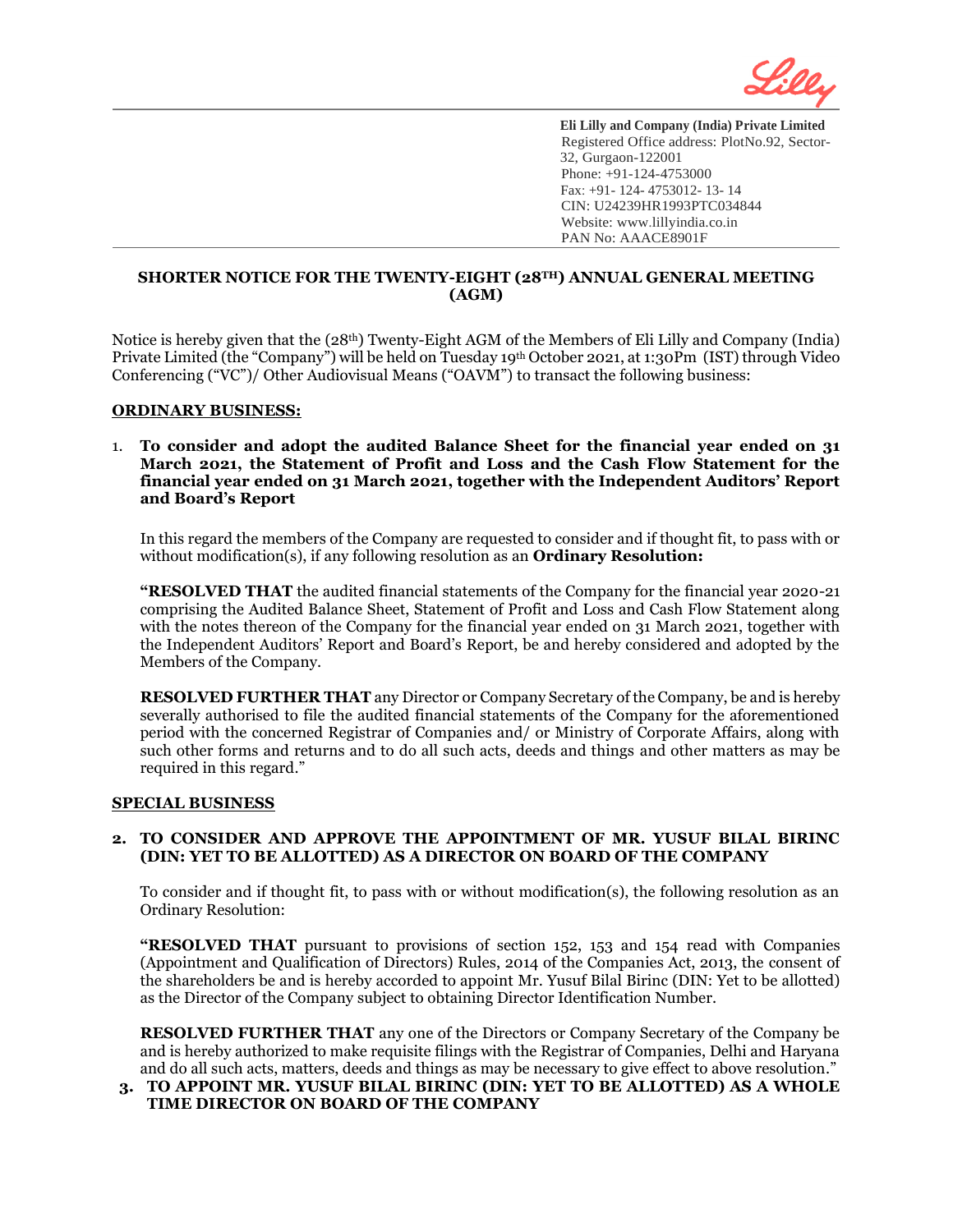Eli Lilly and Company (India) Private Limited
Registered Office address: PlotNo.92, Sector-32, Gurgaon-122001
Phone: +91-124-4753000
Fax: +91- 124- 4753012- 13- 14
CIN: U24239HR1993PTC034844
Website: www.lillyindia.co.in
PAN No: AAACE8901F

# SHORTER NOTICE FOR THE TWENTY-EIGHT (28TH) ANNUAL GENERAL MEETING (AGM)

Notice is hereby given that the (28th) Twenty-Eight AGM of the Members of Eli Lilly and Company (India) Private Limited (the "Company") will be held on Tuesday 19th October 2021, at 1:30Pm (IST) through Video Conferencing ("VC")/ Other Audiovisual Means ("OAVM") to transact the following business:

## ORDINARY BUSINESS:

1. **To consider and adopt the audited Balance Sheet for the financial year ended on 31 March 2021, the Statement of Profit and Loss and the Cash Flow Statement for the financial year ended on 31 March 2021, together with the Independent Auditors' Report and Board's Report**

   In this regard the members of the Company are requested to consider and if thought fit, to pass with or without modification(s), if any following resolution as an **Ordinary Resolution:**

   **"RESOLVED THAT** the audited financial statements of the Company for the financial year 2020-21 comprising the Audited Balance Sheet, Statement of Profit and Loss and Cash Flow Statement along with the notes thereon of the Company for the financial year ended on 31 March 2021, together with the Independent Auditors' Report and Board's Report, be and hereby considered and adopted by the Members of the Company.

   **RESOLVED FURTHER THAT** any Director or Company Secretary of the Company, be and is hereby severally authorised to file the audited financial statements of the Company for the aforementioned period with the concerned Registrar of Companies and/ or Ministry of Corporate Affairs, along with such other forms and returns and to do all such acts, deeds and things and other matters as may be required in this regard."

## SPECIAL BUSINESS

2. **TO CONSIDER AND APPROVE THE APPOINTMENT OF MR. YUSUF BILAL BIRINC (DIN: YET TO BE ALLOTTED) AS A DIRECTOR ON BOARD OF THE COMPANY**

   To consider and if thought fit, to pass with or without modification(s), the following resolution as an Ordinary Resolution:

   **"RESOLVED THAT** pursuant to provisions of section 152, 153 and 154 read with Companies (Appointment and Qualification of Directors) Rules, 2014 of the Companies Act, 2013, the consent of the shareholders be and is hereby accorded to appoint Mr. Yusuf Bilal Birinc (DIN: Yet to be allotted) as the Director of the Company subject to obtaining Director Identification Number.

   **RESOLVED FURTHER THAT** any one of the Directors or Company Secretary of the Company be and is hereby authorized to make requisite filings with the Registrar of Companies, Delhi and Haryana and do all such acts, matters, deeds and things as may be necessary to give effect to above resolution."

3. **TO APPOINT MR. YUSUF BILAL BIRINC (DIN: YET TO BE ALLOTTED) AS A WHOLE TIME DIRECTOR ON BOARD OF THE COMPANY**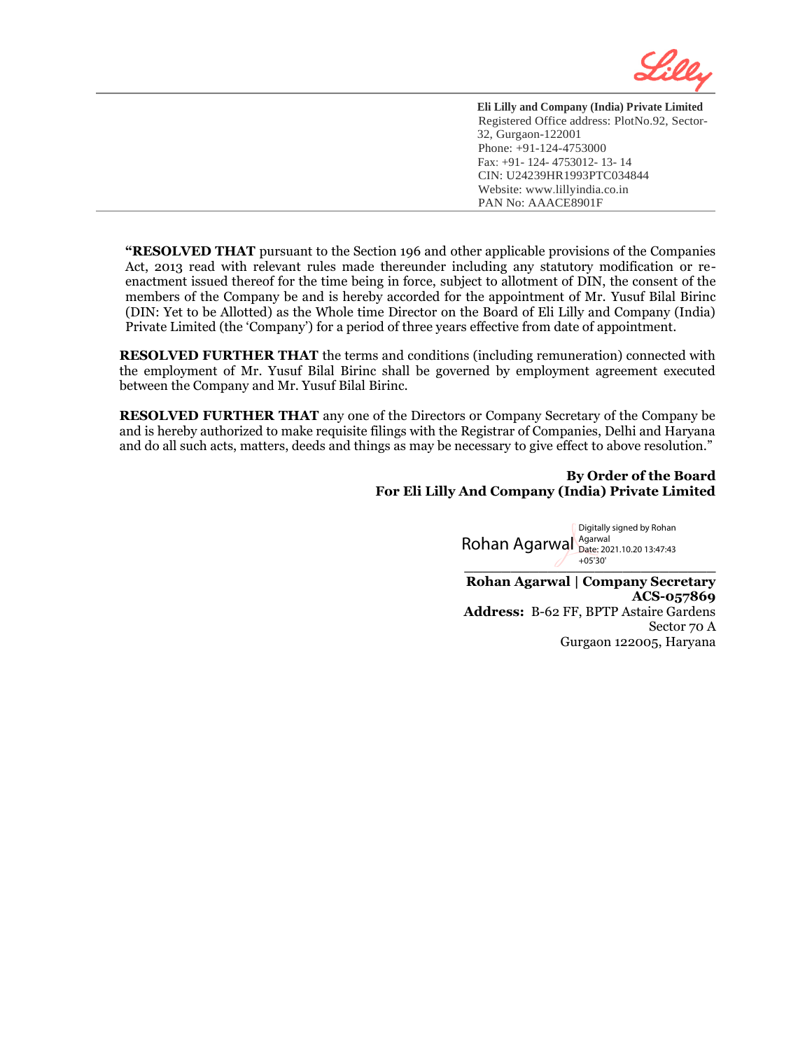**Eli Lilly and Company (India) Private Limited**
Registered Office address: PlotNo.92, Sector-32, Gurgaon-122001
Phone: +91-124-4753000
Fax: +91- 124- 4753012- 13- 14
CIN: U24239HR1993PTC034844
Website: www.lillyindia.co.in
PAN No: AAACE8901F

**"RESOLVED THAT** pursuant to the Section 196 and other applicable provisions of the Companies Act, 2013 read with relevant rules made thereunder including any statutory modification or re-enactment issued thereof for the time being in force, subject to allotment of DIN, the consent of the members of the Company be and is hereby accorded for the appointment of Mr. Yusuf Bilal Birinc (DIN: Yet to be Allotted) as the Whole time Director on the Board of Eli Lilly and Company (India) Private Limited (the 'Company') for a period of three years effective from date of appointment.

**RESOLVED FURTHER THAT** the terms and conditions (including remuneration) connected with the employment of Mr. Yusuf Bilal Birinc shall be governed by employment agreement executed between the Company and Mr. Yusuf Bilal Birinc.

**RESOLVED FURTHER THAT** any one of the Directors or Company Secretary of the Company be and is hereby authorized to make requisite filings with the Registrar of Companies, Delhi and Haryana and do all such acts, matters, deeds and things as may be necessary to give effect to above resolution."

**By Order of the Board**
**For Eli Lilly And Company (India) Private Limited**

Rohan Agarwal
Digitally signed by Rohan Agarwal
Date: 2021.10.20 13:47:43 +05'30'

**Rohan Agarwal | Company Secretary**
**ACS-057869**
**Address:** B-62 FF, BPTP Astaire Gardens
Sector 70 A
Gurgaon 122005, Haryana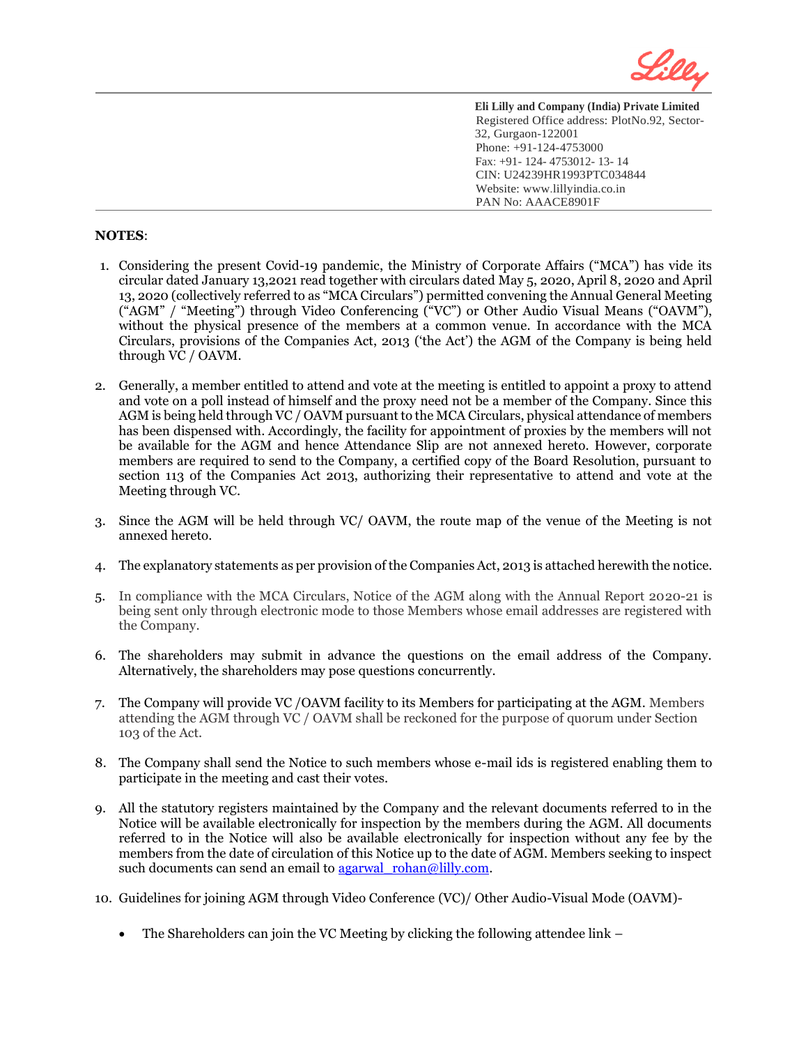**Eli Lilly and Company (India) Private Limited**
Registered Office address: PlotNo.92, Sector-32, Gurgaon-122001
Phone: +91-124-4753000
Fax: +91- 124- 4753012- 13- 14
CIN: U24239HR1993PTC034844
Website: www.lillyindia.co.in
PAN No: AAACE8901F

**NOTES**:

1. Considering the present Covid-19 pandemic, the Ministry of Corporate Affairs ("MCA") has vide its circular dated January 13,2021 read together with circulars dated May 5, 2020, April 8, 2020 and April 13, 2020 (collectively referred to as "MCA Circulars") permitted convening the Annual General Meeting ("AGM" / "Meeting") through Video Conferencing ("VC") or Other Audio Visual Means ("OAVM"), without the physical presence of the members at a common venue. In accordance with the MCA Circulars, provisions of the Companies Act, 2013 ('the Act') the AGM of the Company is being held through VC / OAVM.

2. Generally, a member entitled to attend and vote at the meeting is entitled to appoint a proxy to attend and vote on a poll instead of himself and the proxy need not be a member of the Company. Since this AGM is being held through VC / OAVM pursuant to the MCA Circulars, physical attendance of members has been dispensed with. Accordingly, the facility for appointment of proxies by the members will not be available for the AGM and hence Attendance Slip are not annexed hereto. However, corporate members are required to send to the Company, a certified copy of the Board Resolution, pursuant to section 113 of the Companies Act 2013, authorizing their representative to attend and vote at the Meeting through VC.

3. Since the AGM will be held through VC/ OAVM, the route map of the venue of the Meeting is not annexed hereto.

4. The explanatory statements as per provision of the Companies Act, 2013 is attached herewith the notice.

5. In compliance with the MCA Circulars, Notice of the AGM along with the Annual Report 2020-21 is being sent only through electronic mode to those Members whose email addresses are registered with the Company.

6. The shareholders may submit in advance the questions on the email address of the Company. Alternatively, the shareholders may pose questions concurrently.

7. The Company will provide VC /OAVM facility to its Members for participating at the AGM. Members attending the AGM through VC / OAVM shall be reckoned for the purpose of quorum under Section 103 of the Act.

8. The Company shall send the Notice to such members whose e-mail ids is registered enabling them to participate in the meeting and cast their votes.

9. All the statutory registers maintained by the Company and the relevant documents referred to in the Notice will be available electronically for inspection by the members during the AGM. All documents referred to in the Notice will also be available electronically for inspection without any fee by the members from the date of circulation of this Notice up to the date of AGM. Members seeking to inspect such documents can send an email to agarwal_rohan@lilly.com.

10. Guidelines for joining AGM through Video Conference (VC)/ Other Audio-Visual Mode (OAVM)-

    - The Shareholders can join the VC Meeting by clicking the following attendee link –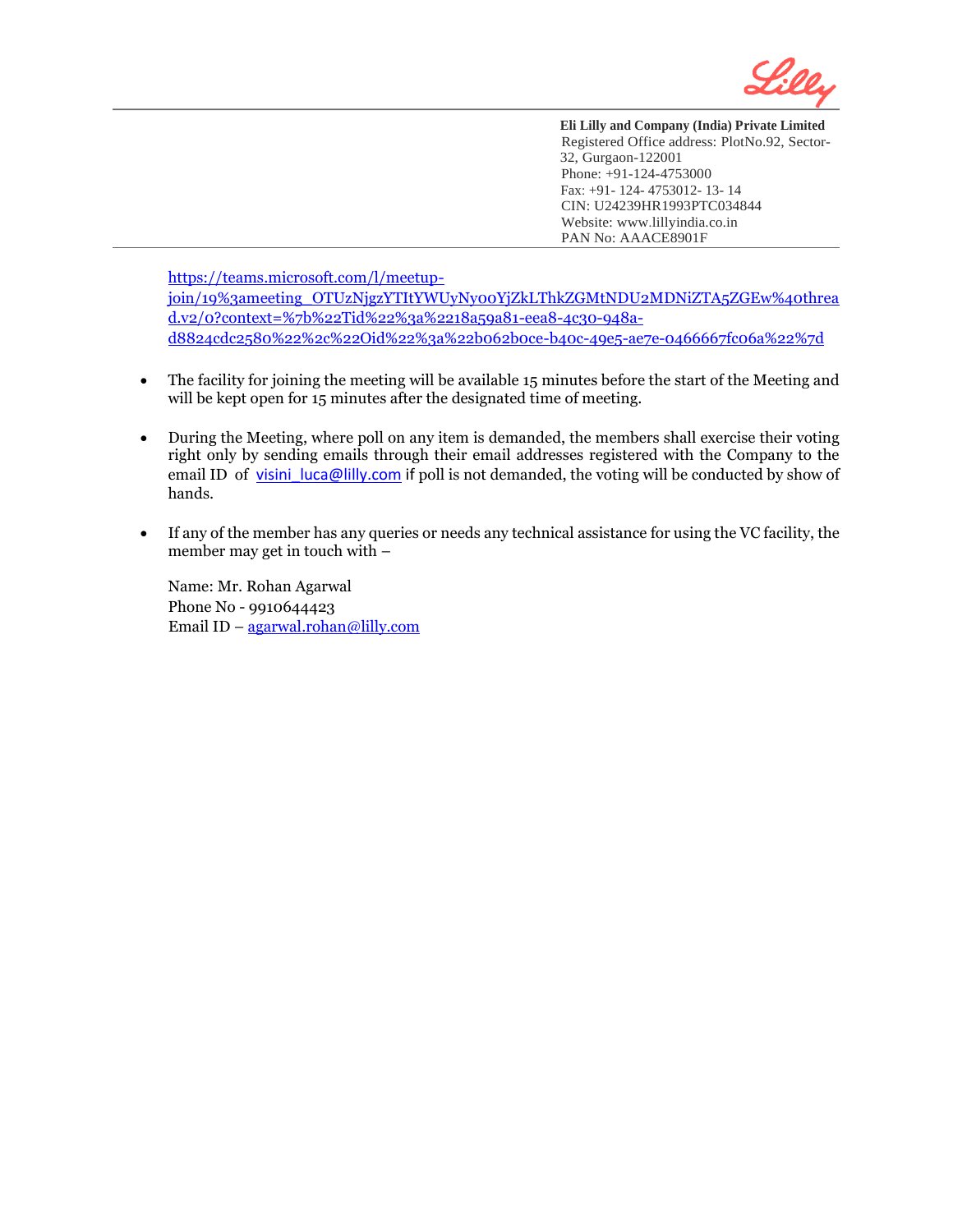**Eli Lilly and Company (India) Private Limited**
Registered Office address: PlotNo.92, Sector-32, Gurgaon-122001
Phone: +91-124-4753000
Fax: +91- 124- 4753012- 13- 14
CIN: U24239HR1993PTC034844
Website: www.lillyindia.co.in
PAN No: AAACE8901F

https://teams.microsoft.com/l/meetup-join/19%3ameeting_OTUzNjgzYTItYWUyNy00YjZkLThkZGMtNDU2MDNiZTA5ZGEw%40thread.v2/0?context=%7b%22Tid%22%3a%2218a59a81-eea8-4c30-948a-d8824cdc2580%22%2c%22Oid%22%3a%22b062b0ce-b40c-49e5-ae7e-0466667fc06a%22%7d

- The facility for joining the meeting will be available 15 minutes before the start of the Meeting and will be kept open for 15 minutes after the designated time of meeting.

- During the Meeting, where poll on any item is demanded, the members shall exercise their voting right only by sending emails through their email addresses registered with the Company to the email ID of visini_luca@lilly.com if poll is not demanded, the voting will be conducted by show of hands.

- If any of the member has any queries or needs any technical assistance for using the VC facility, the member may get in touch with –

  Name: Mr. Rohan Agarwal
  Phone No - 9910644423
  Email ID – agarwal.rohan@lilly.com